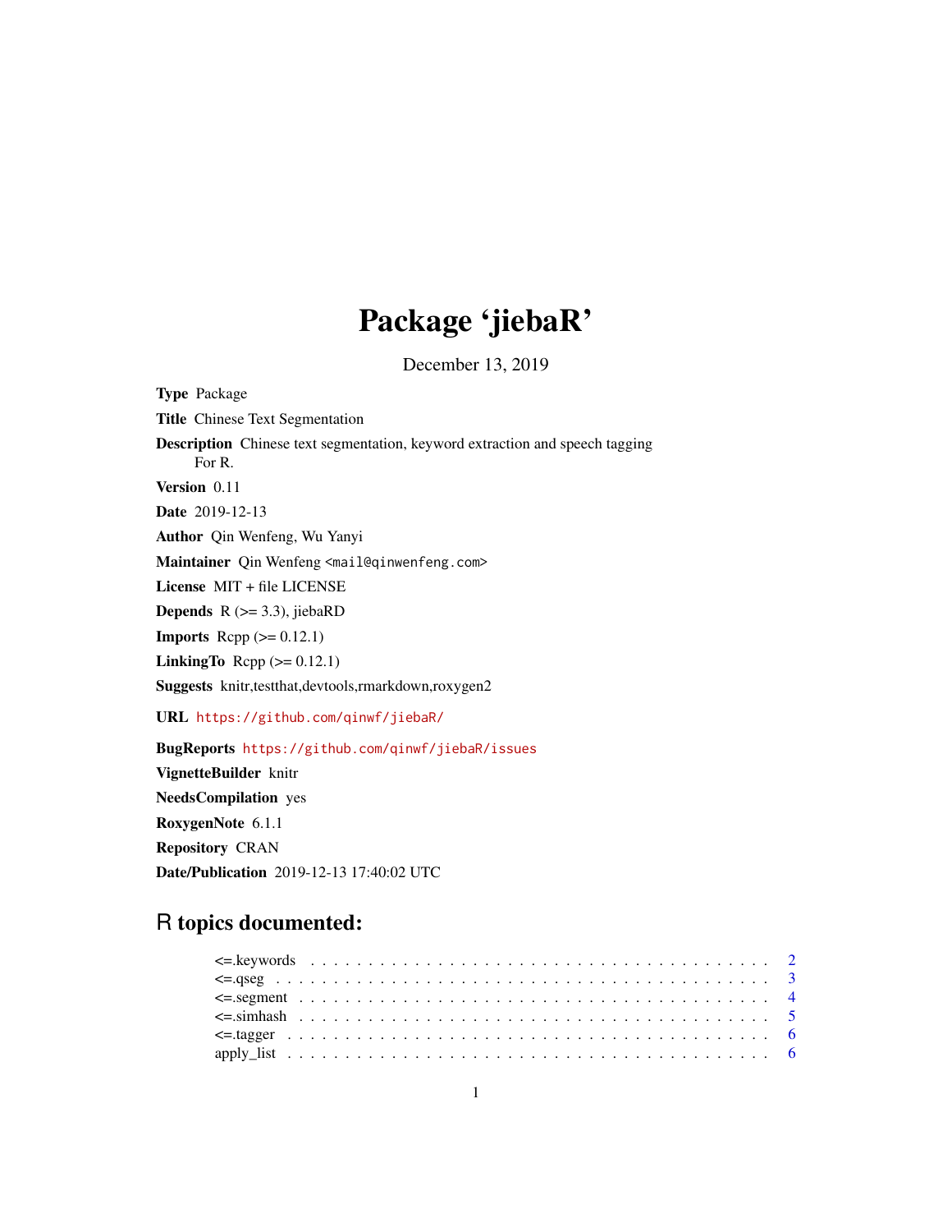# Package 'jiebaR'

December 13, 2019

**Type** Package

**Title** Chinese Text Segmentation

**Description** Chinese text segmentation, keyword extraction and speech tagging For R.

**Version** 0.11

**Date** 2019-12-13

**Author** Qin Wenfeng, Wu Yanyi

**Maintainer** Qin Wenfeng <mail@qinwenfeng.com>

**License** MIT + file LICENSE

**Depends** R (>= 3.3), jiebaRD

**Imports** Rcpp (>= 0.12.1)

**LinkingTo** Rcpp (>= 0.12.1)

**Suggests** knitr,testthat,devtools,rmarkdown,roxygen2

**URL** https://github.com/qinwf/jiebaR/

**BugReports** https://github.com/qinwf/jiebaR/issues

**VignetteBuilder** knitr

**NeedsCompilation** yes

**RoxygenNote** 6.1.1

**Repository** CRAN

**Date/Publication** 2019-12-13 17:40:02 UTC

## R topics documented:

<=.keywords . . . . . . . . . . . . . . . . . . . . . . . . . . . . . . . . . . . . . . 2
<=.qseg . . . . . . . . . . . . . . . . . . . . . . . . . . . . . . . . . . . . . . . . 3
<=.segment . . . . . . . . . . . . . . . . . . . . . . . . . . . . . . . . . . . . . . 4
<=.simhash . . . . . . . . . . . . . . . . . . . . . . . . . . . . . . . . . . . . . . 5
<=.tagger . . . . . . . . . . . . . . . . . . . . . . . . . . . . . . . . . . . . . . . 6
apply_list . . . . . . . . . . . . . . . . . . . . . . . . . . . . . . . . . . . . . . . 6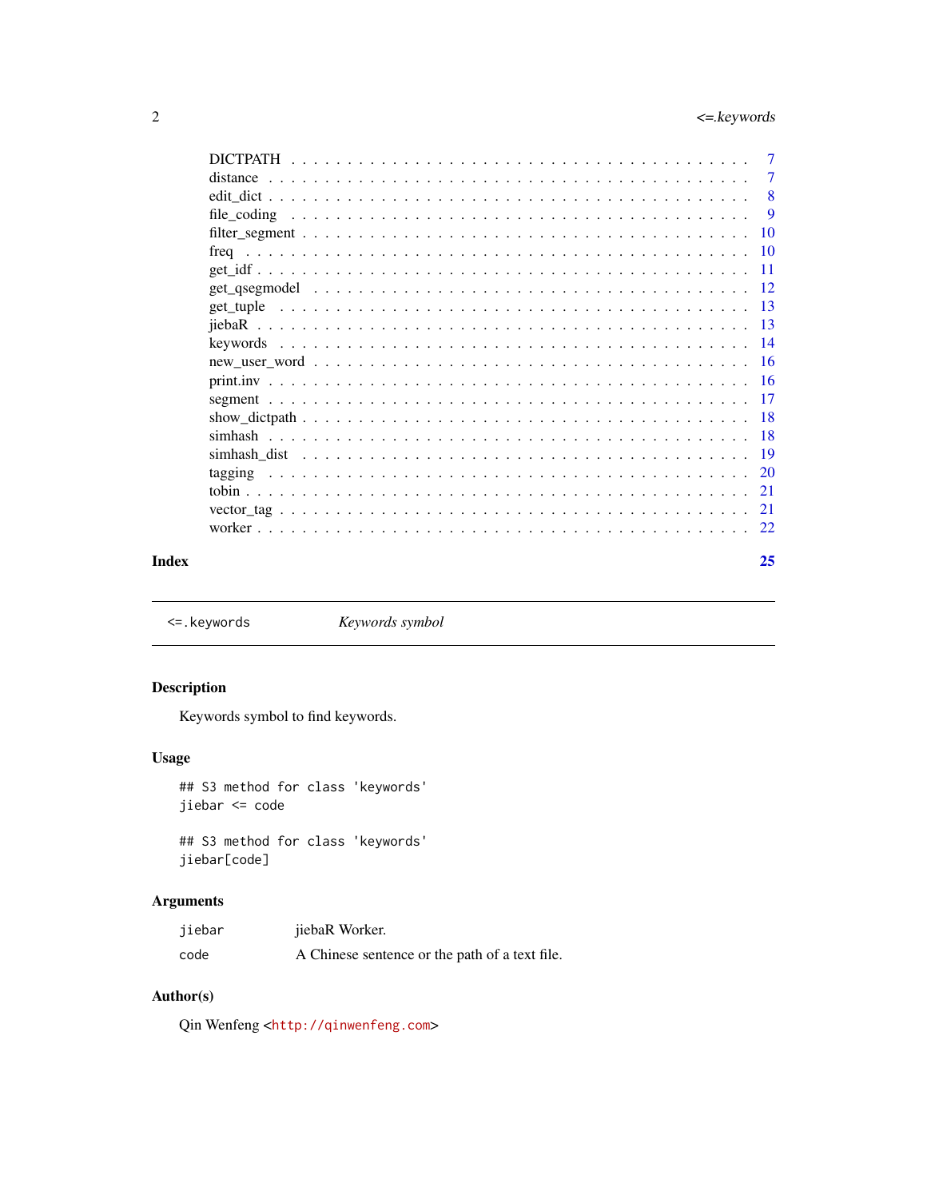DICTPATH . . . . . . . . . . . . . . . . . . . . . . . . . . . . . . . . . . . . . . . . 7
distance . . . . . . . . . . . . . . . . . . . . . . . . . . . . . . . . . . . . . . . . 7
edit_dict . . . . . . . . . . . . . . . . . . . . . . . . . . . . . . . . . . . . . . . . 8
file_coding . . . . . . . . . . . . . . . . . . . . . . . . . . . . . . . . . . . . . . . 9
filter_segment . . . . . . . . . . . . . . . . . . . . . . . . . . . . . . . . . . . . . 10
freq . . . . . . . . . . . . . . . . . . . . . . . . . . . . . . . . . . . . . . . . . . 10
get_idf . . . . . . . . . . . . . . . . . . . . . . . . . . . . . . . . . . . . . . . . 11
get_qsegmodel . . . . . . . . . . . . . . . . . . . . . . . . . . . . . . . . . . . . . 12
get_tuple . . . . . . . . . . . . . . . . . . . . . . . . . . . . . . . . . . . . . . . 13
jiebaR . . . . . . . . . . . . . . . . . . . . . . . . . . . . . . . . . . . . . . . . . 13
keywords . . . . . . . . . . . . . . . . . . . . . . . . . . . . . . . . . . . . . . . 14
new_user_word . . . . . . . . . . . . . . . . . . . . . . . . . . . . . . . . . . . . . 16
print.inv . . . . . . . . . . . . . . . . . . . . . . . . . . . . . . . . . . . . . . . 16
segment . . . . . . . . . . . . . . . . . . . . . . . . . . . . . . . . . . . . . . . . 17
show_dictpath . . . . . . . . . . . . . . . . . . . . . . . . . . . . . . . . . . . . . 18
simhash . . . . . . . . . . . . . . . . . . . . . . . . . . . . . . . . . . . . . . . . 18
simhash_dist . . . . . . . . . . . . . . . . . . . . . . . . . . . . . . . . . . . . . . 19
tagging . . . . . . . . . . . . . . . . . . . . . . . . . . . . . . . . . . . . . . . . 20
tobin . . . . . . . . . . . . . . . . . . . . . . . . . . . . . . . . . . . . . . . . . . 21
vector_tag . . . . . . . . . . . . . . . . . . . . . . . . . . . . . . . . . . . . . . . 21
worker . . . . . . . . . . . . . . . . . . . . . . . . . . . . . . . . . . . . . . . . . 22

**Index** **25**

---

`<=.keywords` *Keywords symbol*

---

## Description

Keywords symbol to find keywords.

## Usage

```
## S3 method for class 'keywords'
jiebar <= code

## S3 method for class 'keywords'
jiebar[code]
```

## Arguments

| | |
|---|---|
| `jiebar` | jiebaR Worker. |
| `code` | A Chinese sentence or the path of a text file. |

## Author(s)

Qin Wenfeng <http://qinwenfeng.com>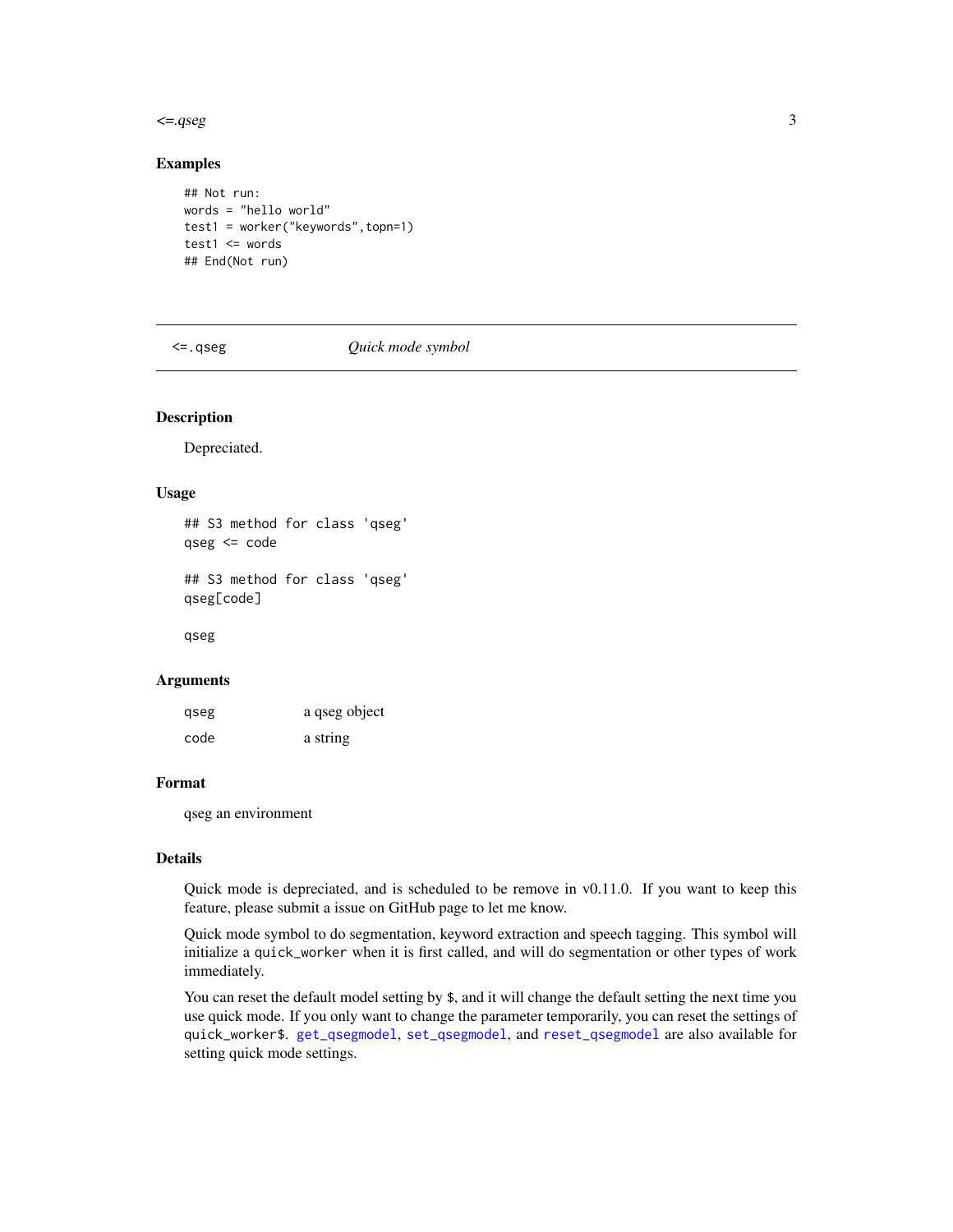## Examples

```
## Not run:
words = "hello world"
test1 = worker("keywords",topn=1)
test1 <= words
## End(Not run)
```

---

## <=.qseg *Quick mode symbol*

---

### Description

Depreciated.

### Usage

```
## S3 method for class 'qseg'
qseg <= code

## S3 method for class 'qseg'
qseg[code]

qseg
```

### Arguments

| | |
|---|---|
| qseg | a qseg object |
| code | a string |

### Format

qseg an environment

### Details

Quick mode is depreciated, and is scheduled to be remove in v0.11.0. If you want to keep this feature, please submit a issue on GitHub page to let me know.

Quick mode symbol to do segmentation, keyword extraction and speech tagging. This symbol will initialize a `quick_worker` when it is first called, and will do segmentation or other types of work immediately.

You can reset the default model setting by `$`, and it will change the default setting the next time you use quick mode. If you only want to change the parameter temporarily, you can reset the settings of `quick_worker$`. `get_qsegmodel`, `set_qsegmodel`, and `reset_qsegmodel` are also available for setting quick mode settings.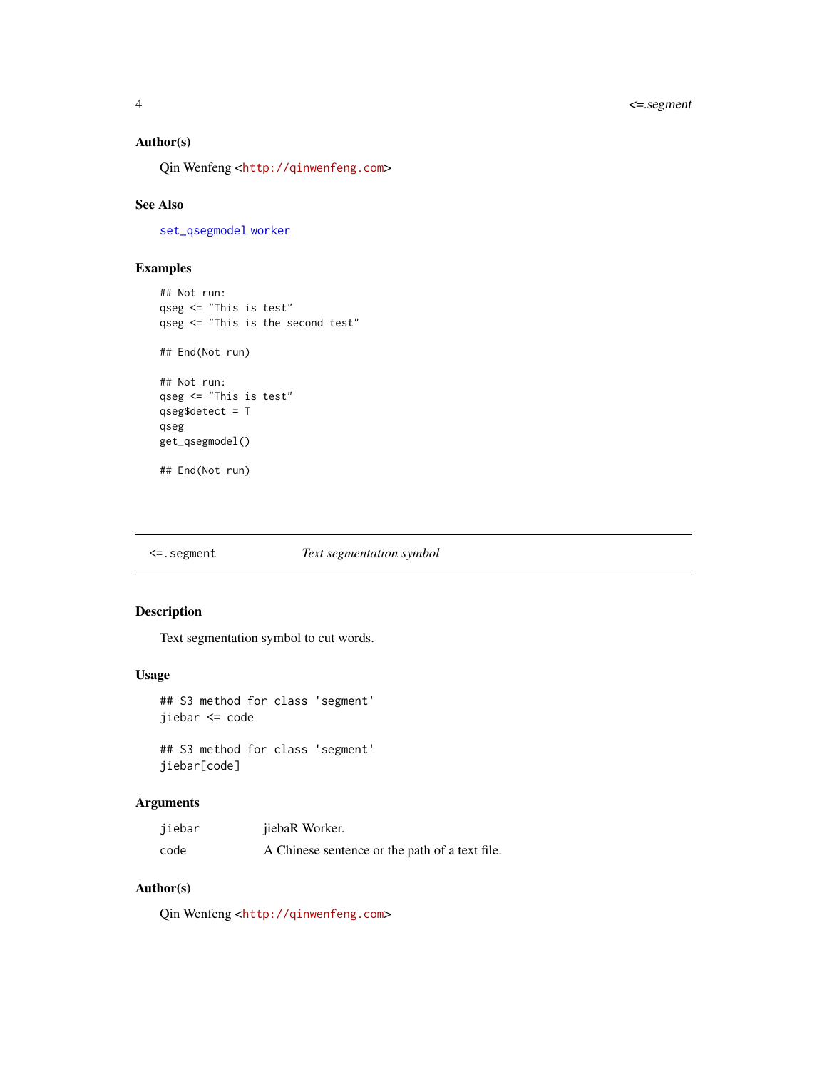### Author(s)

Qin Wenfeng <http://qinwenfeng.com>

### See Also

set_qsegmodel worker

### Examples

```
## Not run:
qseg <= "This is test"
qseg <= "This is the second test"

## End(Not run)

## Not run:
qseg <= "This is test"
qseg$detect = T
qseg
get_qsegmodel()

## End(Not run)
```

---

## <=.segment — *Text segmentation symbol*

---

### Description

Text segmentation symbol to cut words.

### Usage

```
## S3 method for class 'segment'
jiebar <= code

## S3 method for class 'segment'
jiebar[code]
```

### Arguments

| | |
|---|---|
| jiebar | jiebaR Worker. |
| code | A Chinese sentence or the path of a text file. |

### Author(s)

Qin Wenfeng <http://qinwenfeng.com>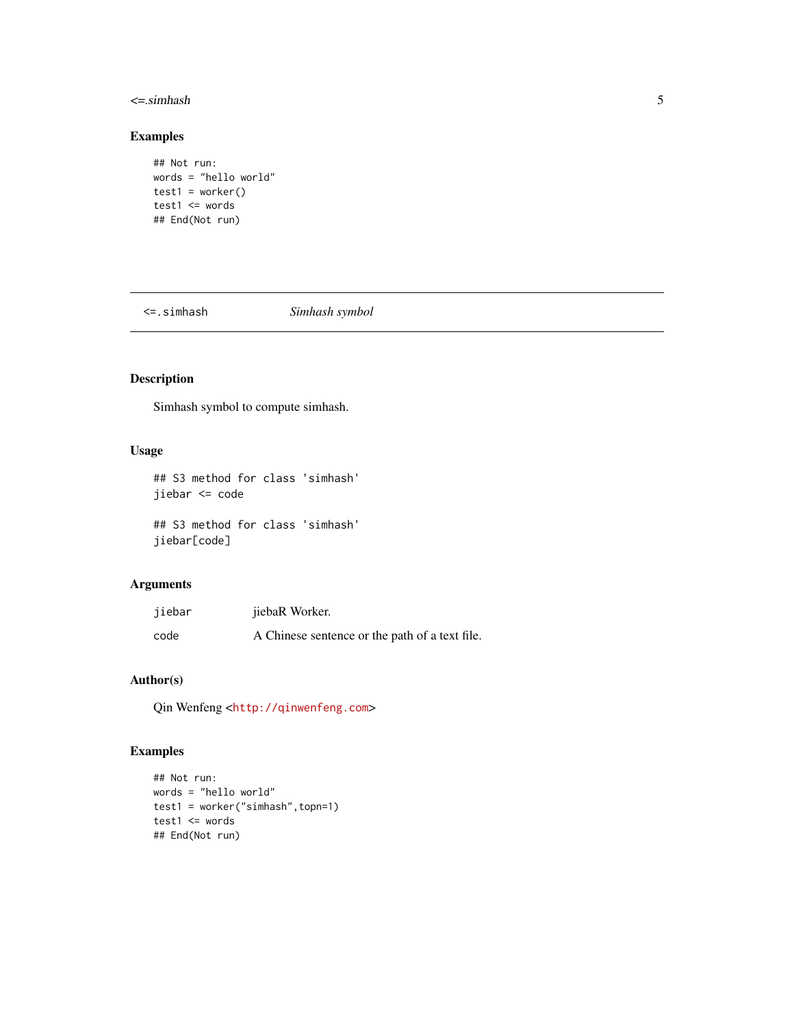## Examples

```
## Not run:
words = "hello world"
test1 = worker()
test1 <= words
## End(Not run)
```

---

`<=.simhash` *Simhash symbol*

---

## Description

Simhash symbol to compute simhash.

## Usage

```
## S3 method for class 'simhash'
jiebar <= code

## S3 method for class 'simhash'
jiebar[code]
```

## Arguments

| | |
|---|---|
| jiebar | jiebaR Worker. |
| code | A Chinese sentence or the path of a text file. |

## Author(s)

Qin Wenfeng <http://qinwenfeng.com>

## Examples

```
## Not run:
words = "hello world"
test1 = worker("simhash",topn=1)
test1 <= words
## End(Not run)
```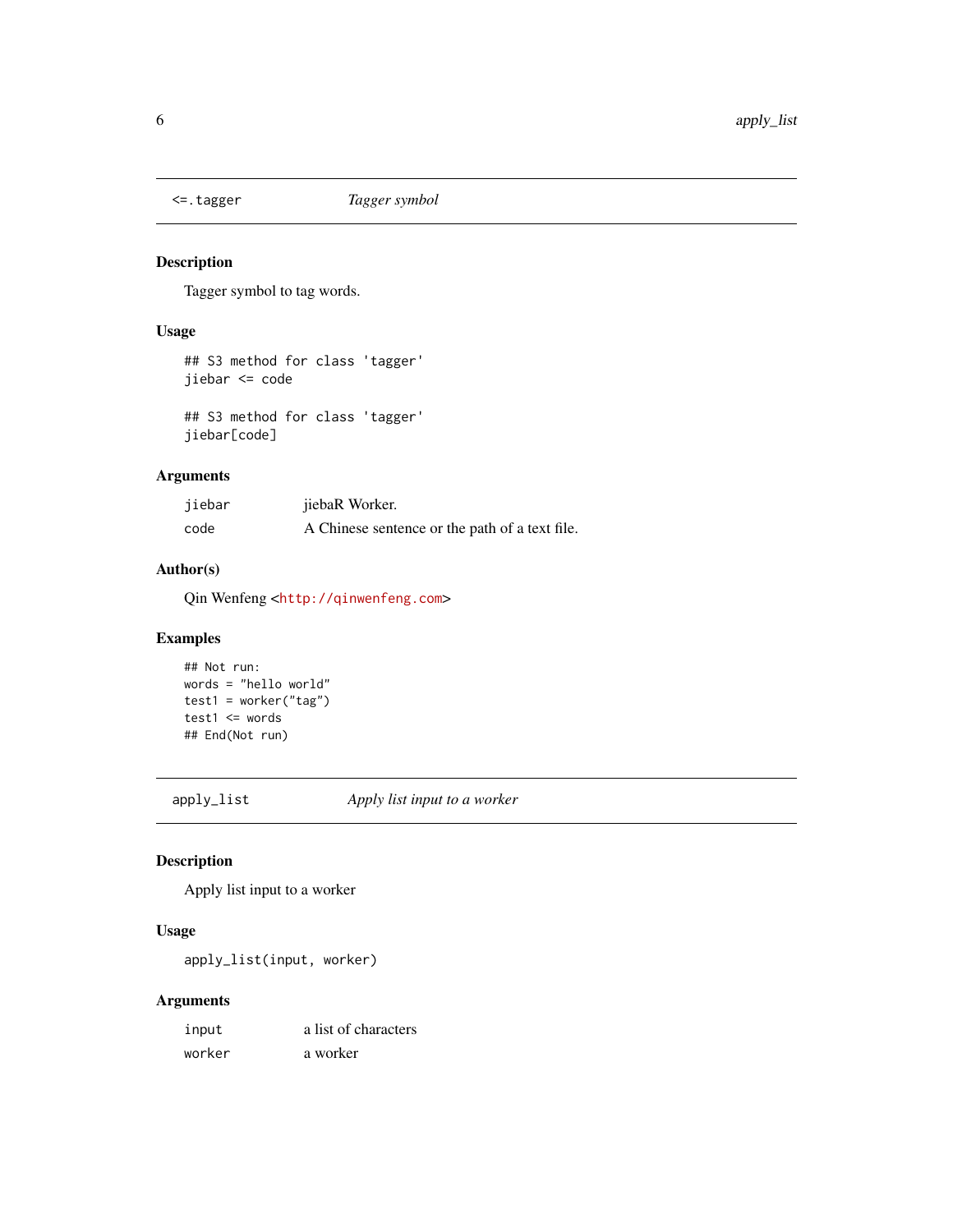## `<=.tagger` *Tagger symbol*

### Description

Tagger symbol to tag words.

### Usage

```
## S3 method for class 'tagger'
jiebar <= code

## S3 method for class 'tagger'
jiebar[code]
```

### Arguments

| | |
|---|---|
| jiebar | jiebaR Worker. |
| code | A Chinese sentence or the path of a text file. |

### Author(s)

Qin Wenfeng <http://qinwenfeng.com>

### Examples

```
## Not run:
words = "hello world"
test1 = worker("tag")
test1 <= words
## End(Not run)
```

## `apply_list` *Apply list input to a worker*

### Description

Apply list input to a worker

### Usage

```
apply_list(input, worker)
```

### Arguments

| | |
|---|---|
| input | a list of characters |
| worker | a worker |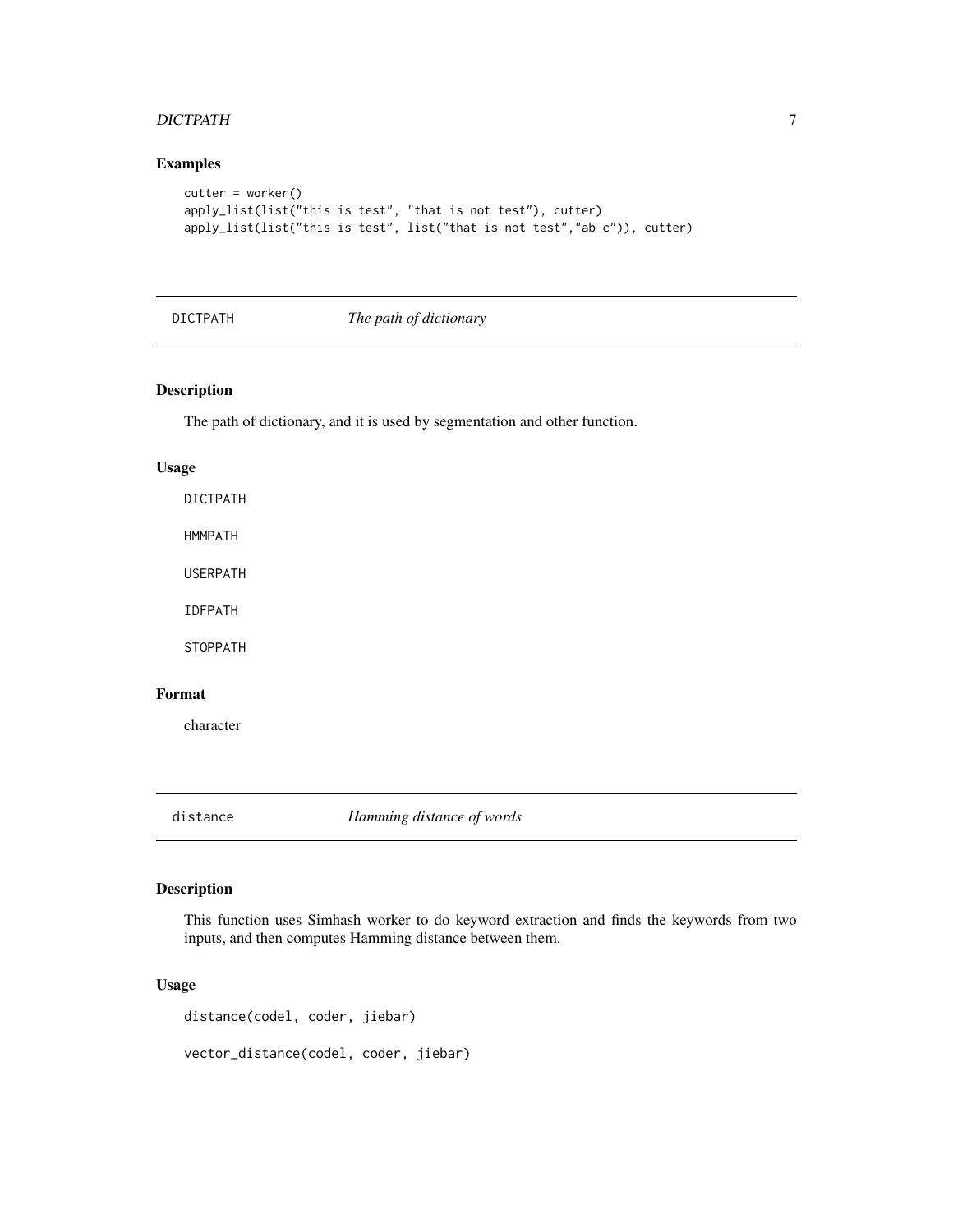## Examples

```
cutter = worker()
apply_list(list("this is test", "that is not test"), cutter)
apply_list(list("this is test", list("that is not test","ab c")), cutter)
```

---

## DICTPATH — *The path of dictionary*

### Description

The path of dictionary, and it is used by segmentation and other function.

### Usage

```
DICTPATH

HMMPATH

USERPATH

IDFPATH

STOPPATH
```

### Format

character

---

## distance — *Hamming distance of words*

### Description

This function uses Simhash worker to do keyword extraction and finds the keywords from two inputs, and then computes Hamming distance between them.

### Usage

```
distance(codel, coder, jiebar)

vector_distance(codel, coder, jiebar)
```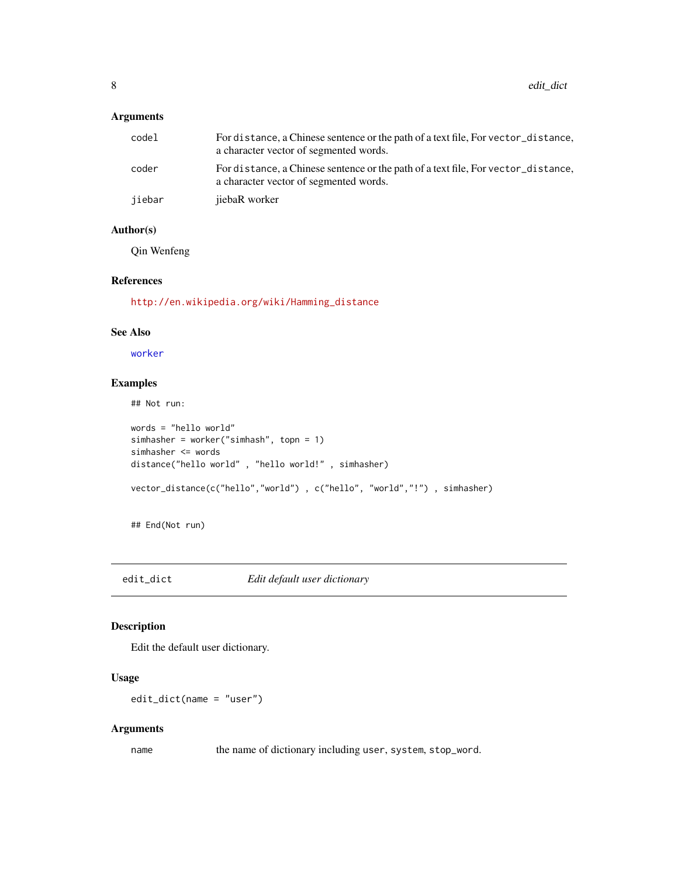### Arguments

| | |
|---|---|
| codel | For `distance`, a Chinese sentence or the path of a text file, For `vector_distance`, a character vector of segmented words. |
| coder | For `distance`, a Chinese sentence or the path of a text file, For `vector_distance`, a character vector of segmented words. |
| jiebar | jiebaR worker |

### Author(s)

Qin Wenfeng

### References

http://en.wikipedia.org/wiki/Hamming_distance

### See Also

`worker`

### Examples

```
## Not run:

words = "hello world"
simhasher = worker("simhash", topn = 1)
simhasher <= words
distance("hello world" , "hello world!" , simhasher)

vector_distance(c("hello","world") , c("hello", "world","!") , simhasher)


## End(Not run)
```

---

## edit_dict — *Edit default user dictionary*

### Description

Edit the default user dictionary.

### Usage

```
edit_dict(name = "user")
```

### Arguments

| | |
|---|---|
| name | the name of dictionary including `user`, `system`, `stop_word`. |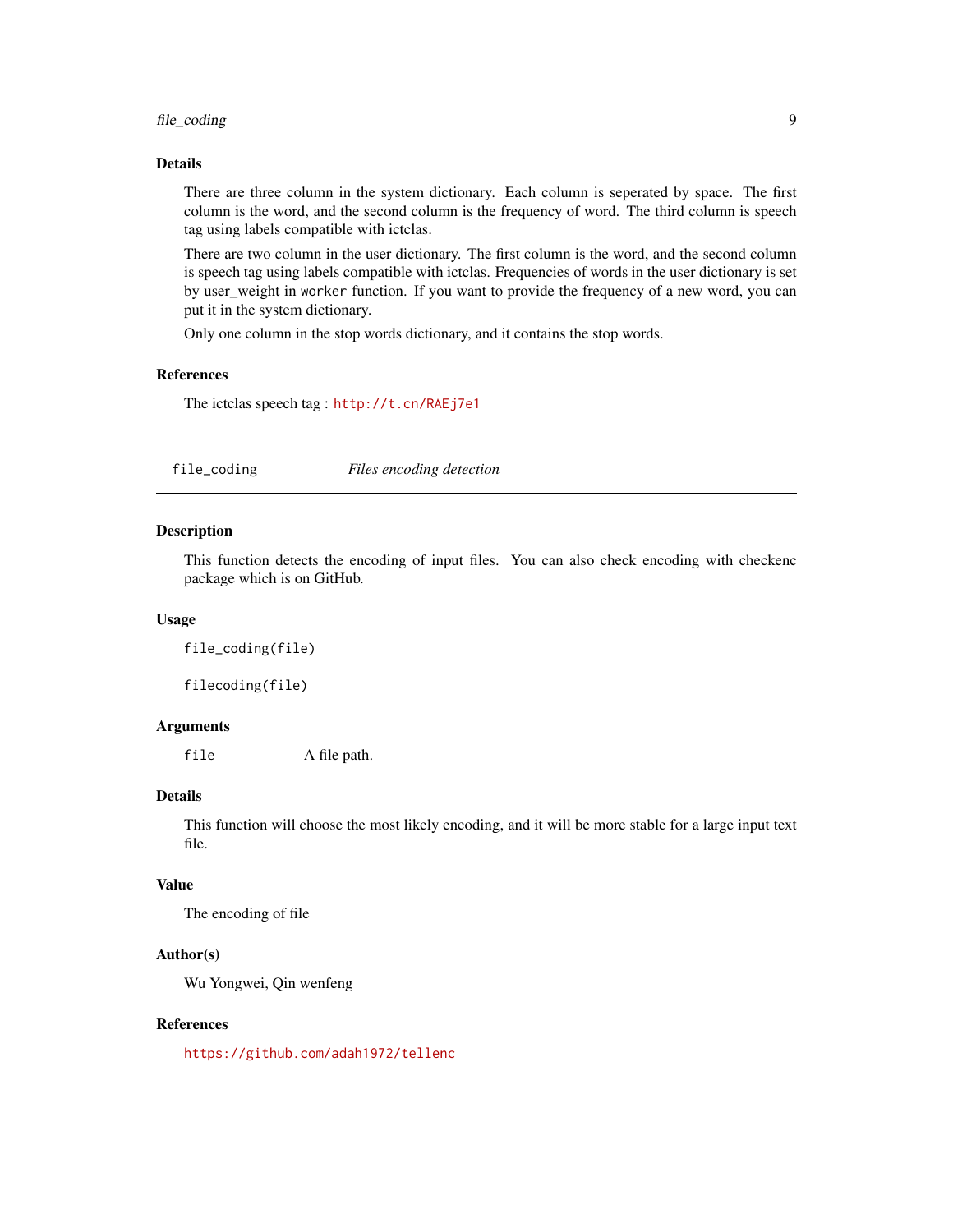### Details

There are three column in the system dictionary. Each column is seperated by space. The first column is the word, and the second column is the frequency of word. The third column is speech tag using labels compatible with ictclas.

There are two column in the user dictionary. The first column is the word, and the second column is speech tag using labels compatible with ictclas. Frequencies of words in the user dictionary is set by user_weight in `worker` function. If you want to provide the frequency of a new word, you can put it in the system dictionary.

Only one column in the stop words dictionary, and it contains the stop words.

### References

The ictclas speech tag : http://t.cn/RAEj7e1

---

## file_coding — *Files encoding detection*

### Description

This function detects the encoding of input files. You can also check encoding with checkenc package which is on GitHub.

### Usage

```
file_coding(file)

filecoding(file)
```

### Arguments

| | |
|---|---|
| `file` | A file path. |

### Details

This function will choose the most likely encoding, and it will be more stable for a large input text file.

### Value

The encoding of file

### Author(s)

Wu Yongwei, Qin wenfeng

### References

https://github.com/adah1972/tellenc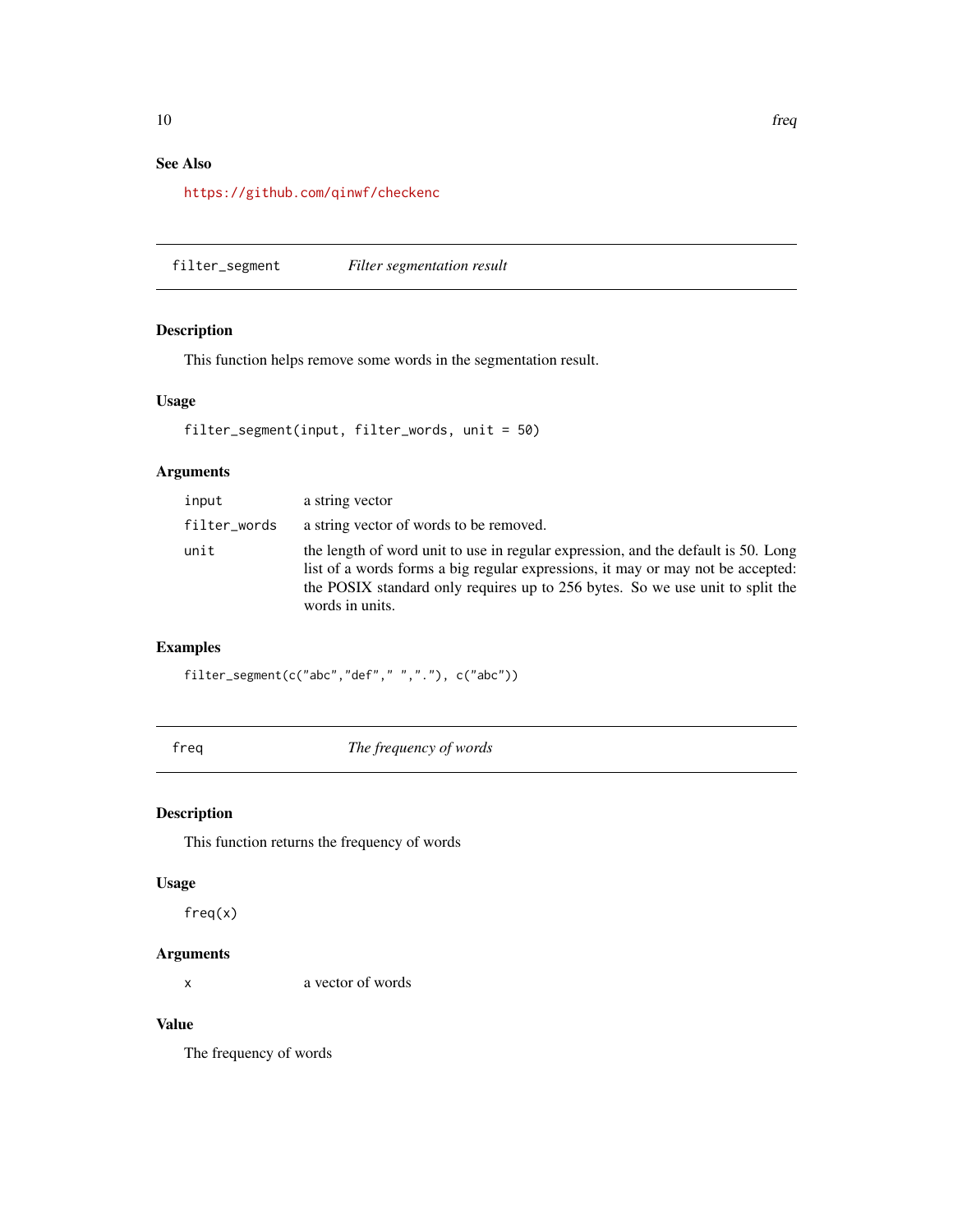## See Also

https://github.com/qinwf/checkenc

## filter_segment — *Filter segmentation result*

### Description

This function helps remove some words in the segmentation result.

### Usage

```
filter_segment(input, filter_words, unit = 50)
```

### Arguments

| | |
|---|---|
| `input` | a string vector |
| `filter_words` | a string vector of words to be removed. |
| `unit` | the length of word unit to use in regular expression, and the default is 50. Long list of a words forms a big regular expressions, it may or may not be accepted: the POSIX standard only requires up to 256 bytes. So we use unit to split the words in units. |

### Examples

```
filter_segment(c("abc","def"," ","."), c("abc"))
```

## freq — *The frequency of words*

### Description

This function returns the frequency of words

### Usage

```
freq(x)
```

### Arguments

| | |
|---|---|
| `x` | a vector of words |

### Value

The frequency of words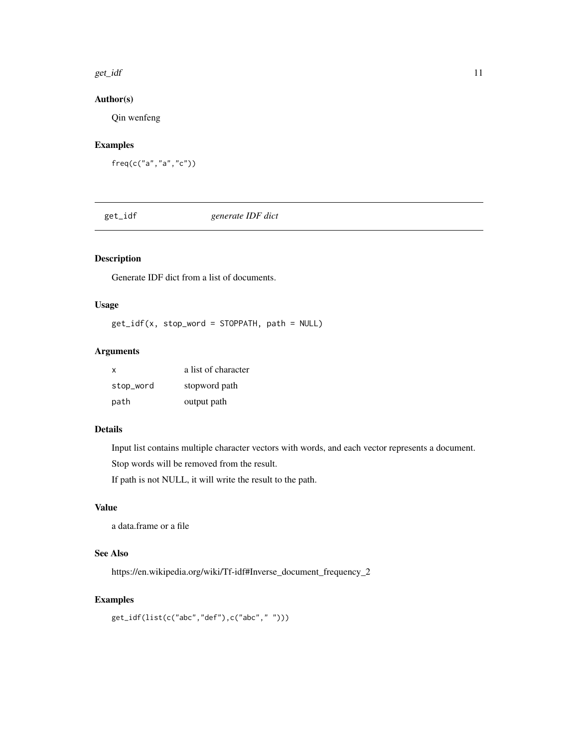### Author(s)

Qin wenfeng

### Examples

```
freq(c("a","a","c"))
```

---

## get_idf — *generate IDF dict*

### Description

Generate IDF dict from a list of documents.

### Usage

```
get_idf(x, stop_word = STOPPATH, path = NULL)
```

### Arguments

| | |
|---|---|
| x | a list of character |
| stop_word | stopword path |
| path | output path |

### Details

Input list contains multiple character vectors with words, and each vector represents a document.

Stop words will be removed from the result.

If path is not NULL, it will write the result to the path.

### Value

a data.frame or a file

### See Also

https://en.wikipedia.org/wiki/Tf-idf#Inverse_document_frequency_2

### Examples

```
get_idf(list(c("abc","def"),c("abc"," ")))
```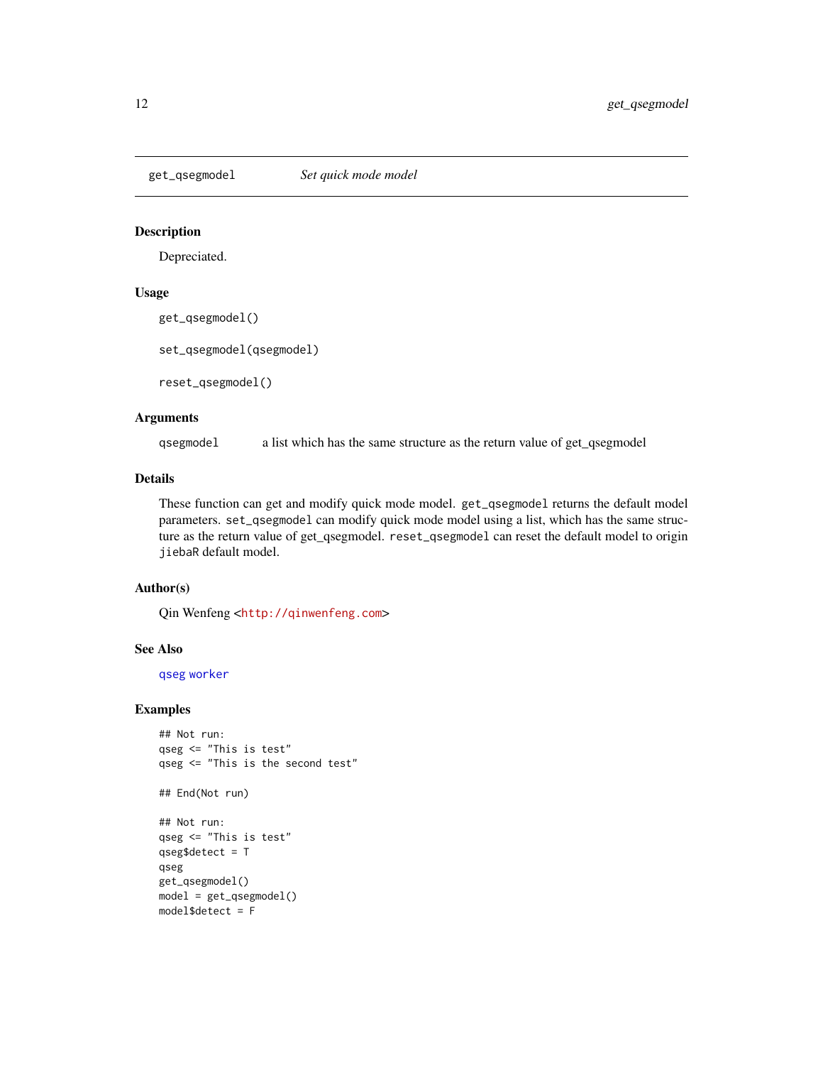get_qsegmodel *Set quick mode model*

## Description

Depreciated.

## Usage

```
get_qsegmodel()

set_qsegmodel(qsegmodel)

reset_qsegmodel()
```

## Arguments

| | |
|---|---|
| qsegmodel | a list which has the same structure as the return value of get_qsegmodel |

## Details

These function can get and modify quick mode model. `get_qsegmodel` returns the default model parameters. `set_qsegmodel` can modify quick mode model using a list, which has the same structure as the return value of get_qsegmodel. `reset_qsegmodel` can reset the default model to origin `jiebaR` default model.

## Author(s)

Qin Wenfeng <http://qinwenfeng.com>

## See Also

qseg worker

## Examples

```
## Not run:
qseg <= "This is test"
qseg <= "This is the second test"

## End(Not run)

## Not run:
qseg <= "This is test"
qseg$detect = T
qseg
get_qsegmodel()
model = get_qsegmodel()
model$detect = F
```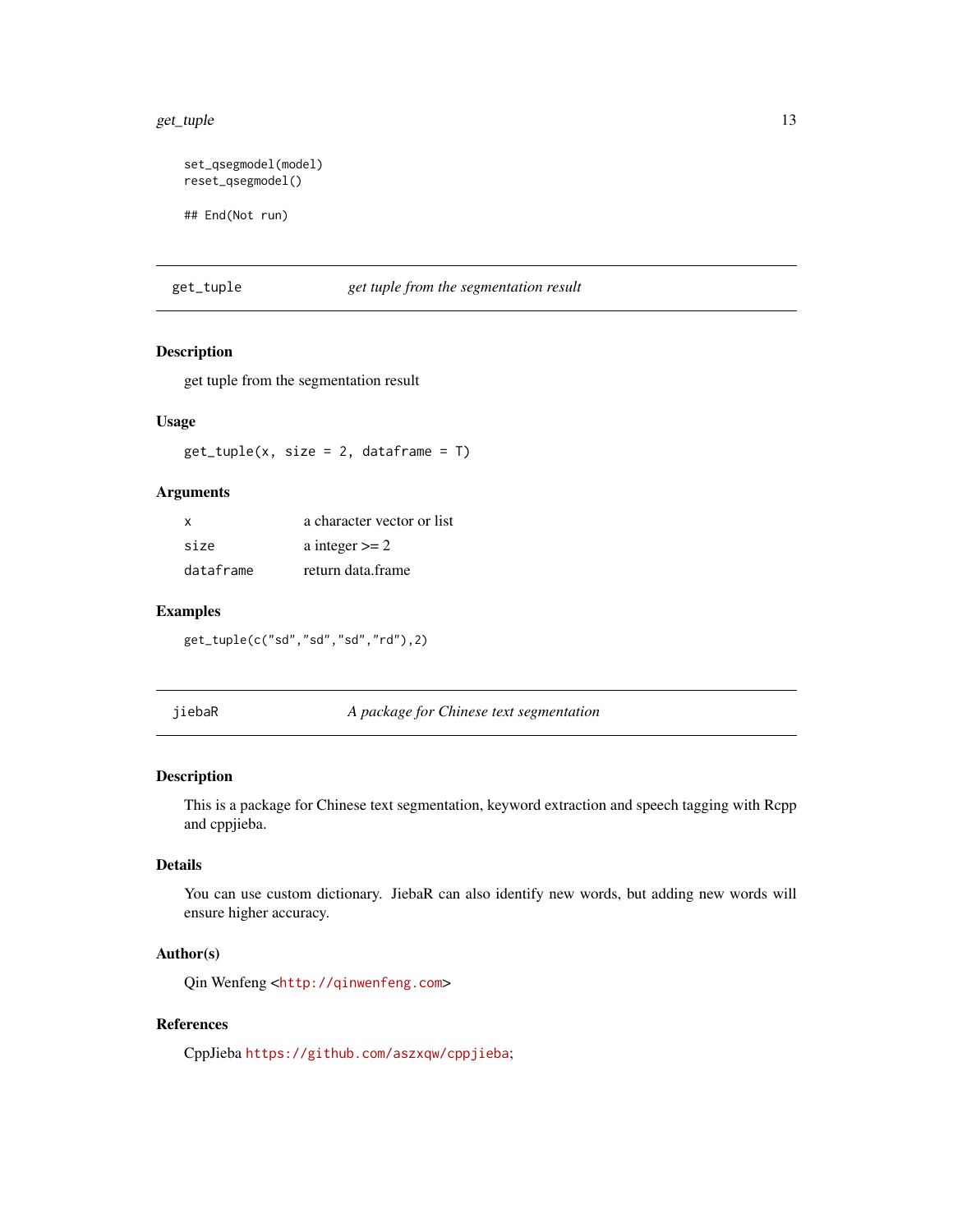```
set_qsegmodel(model)
reset_qsegmodel()

## End(Not run)
```

## get_tuple — *get tuple from the segmentation result*

### Description

get tuple from the segmentation result

### Usage

```
get_tuple(x, size = 2, dataframe = T)
```

### Arguments

| | |
|---|---|
| x | a character vector or list |
| size | a integer >= 2 |
| dataframe | return data.frame |

### Examples

```
get_tuple(c("sd","sd","sd","rd"),2)
```

## jiebaR — *A package for Chinese text segmentation*

### Description

This is a package for Chinese text segmentation, keyword extraction and speech tagging with Rcpp and cppjieba.

### Details

You can use custom dictionary. JiebaR can also identify new words, but adding new words will ensure higher accuracy.

### Author(s)

Qin Wenfeng <http://qinwenfeng.com>

### References

CppJieba https://github.com/aszxqw/cppjieba;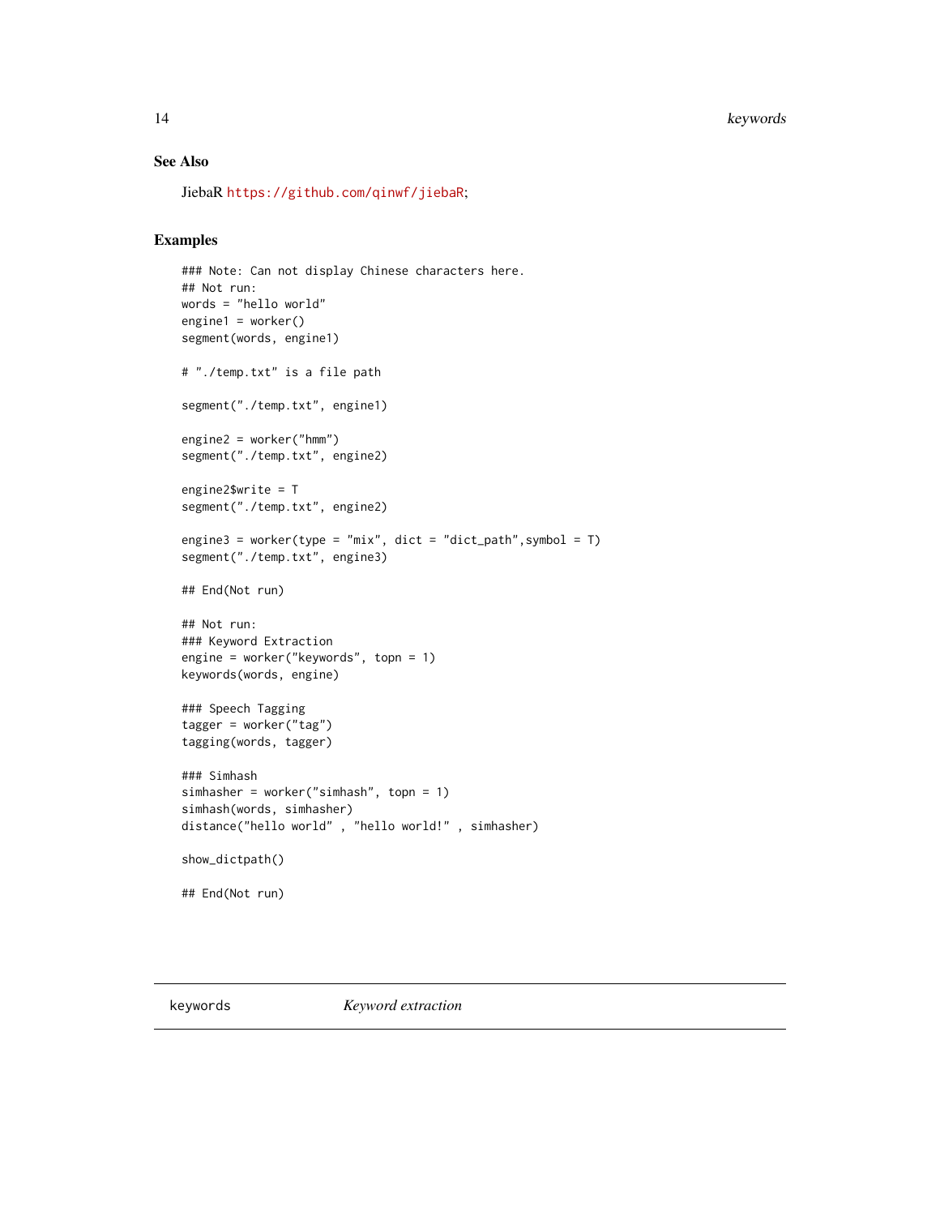## See Also

JiebaR https://github.com/qinwf/jiebaR;

## Examples

```
### Note: Can not display Chinese characters here.
## Not run:
words = "hello world"
engine1 = worker()
segment(words, engine1)

# "./temp.txt" is a file path

segment("./temp.txt", engine1)

engine2 = worker("hmm")
segment("./temp.txt", engine2)

engine2$write = T
segment("./temp.txt", engine2)

engine3 = worker(type = "mix", dict = "dict_path",symbol = T)
segment("./temp.txt", engine3)

## End(Not run)

## Not run:
### Keyword Extraction
engine = worker("keywords", topn = 1)
keywords(words, engine)

### Speech Tagging
tagger = worker("tag")
tagging(words, tagger)

### Simhash
simhasher = worker("simhash", topn = 1)
simhash(words, simhasher)
distance("hello world" , "hello world!" , simhasher)

show_dictpath()

## End(Not run)
```

---

keywords *Keyword extraction*

---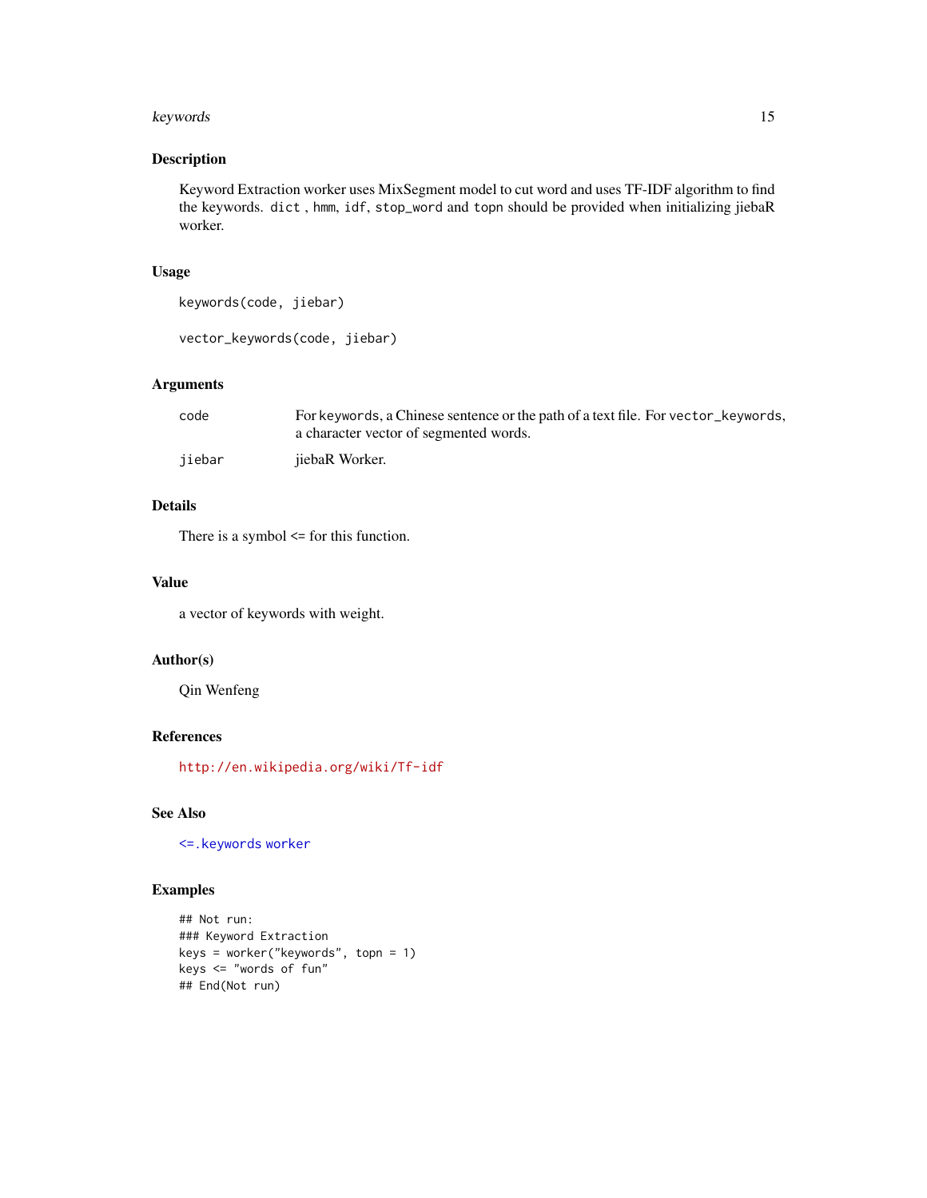## Description

Keyword Extraction worker uses MixSegment model to cut word and uses TF-IDF algorithm to find the keywords. `dict` , `hmm`, `idf`, `stop_word` and `topn` should be provided when initializing jiebaR worker.

## Usage

```
keywords(code, jiebar)

vector_keywords(code, jiebar)
```

## Arguments

| | |
|---|---|
| `code` | For `keywords`, a Chinese sentence or the path of a text file. For `vector_keywords`, a character vector of segmented words. |
| `jiebar` | jiebaR Worker. |

## Details

There is a symbol <= for this function.

## Value

a vector of keywords with weight.

## Author(s)

Qin Wenfeng

## References

http://en.wikipedia.org/wiki/Tf-idf

## See Also

`<=.keywords` `worker`

## Examples

```
## Not run:
### Keyword Extraction
keys = worker("keywords", topn = 1)
keys <= "words of fun"
## End(Not run)
```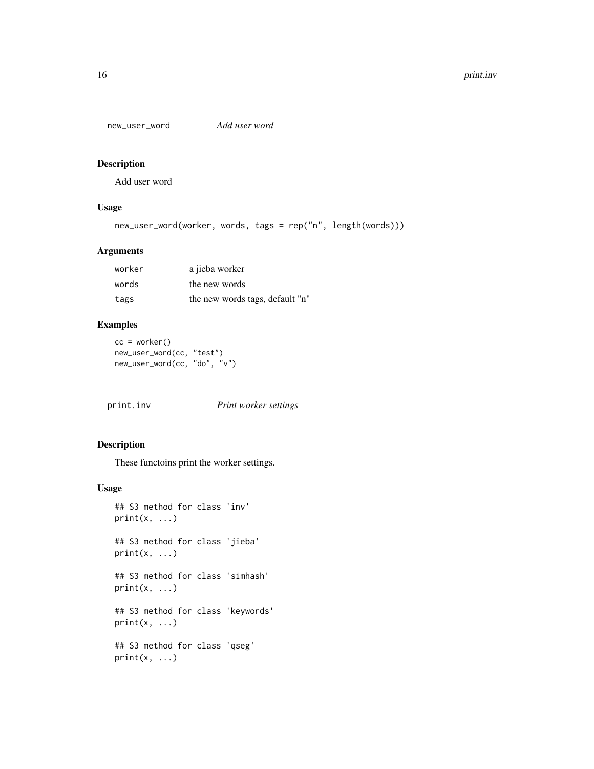## new_user_word — *Add user word*

### Description

Add user word

### Usage

```
new_user_word(worker, words, tags = rep("n", length(words)))
```

### Arguments

| | |
|---|---|
| worker | a jieba worker |
| words | the new words |
| tags | the new words tags, default "n" |

### Examples

```
cc = worker()
new_user_word(cc, "test")
new_user_word(cc, "do", "v")
```

## print.inv — *Print worker settings*

### Description

These functoins print the worker settings.

### Usage

```
## S3 method for class 'inv'
print(x, ...)

## S3 method for class 'jieba'
print(x, ...)

## S3 method for class 'simhash'
print(x, ...)

## S3 method for class 'keywords'
print(x, ...)

## S3 method for class 'qseg'
print(x, ...)
```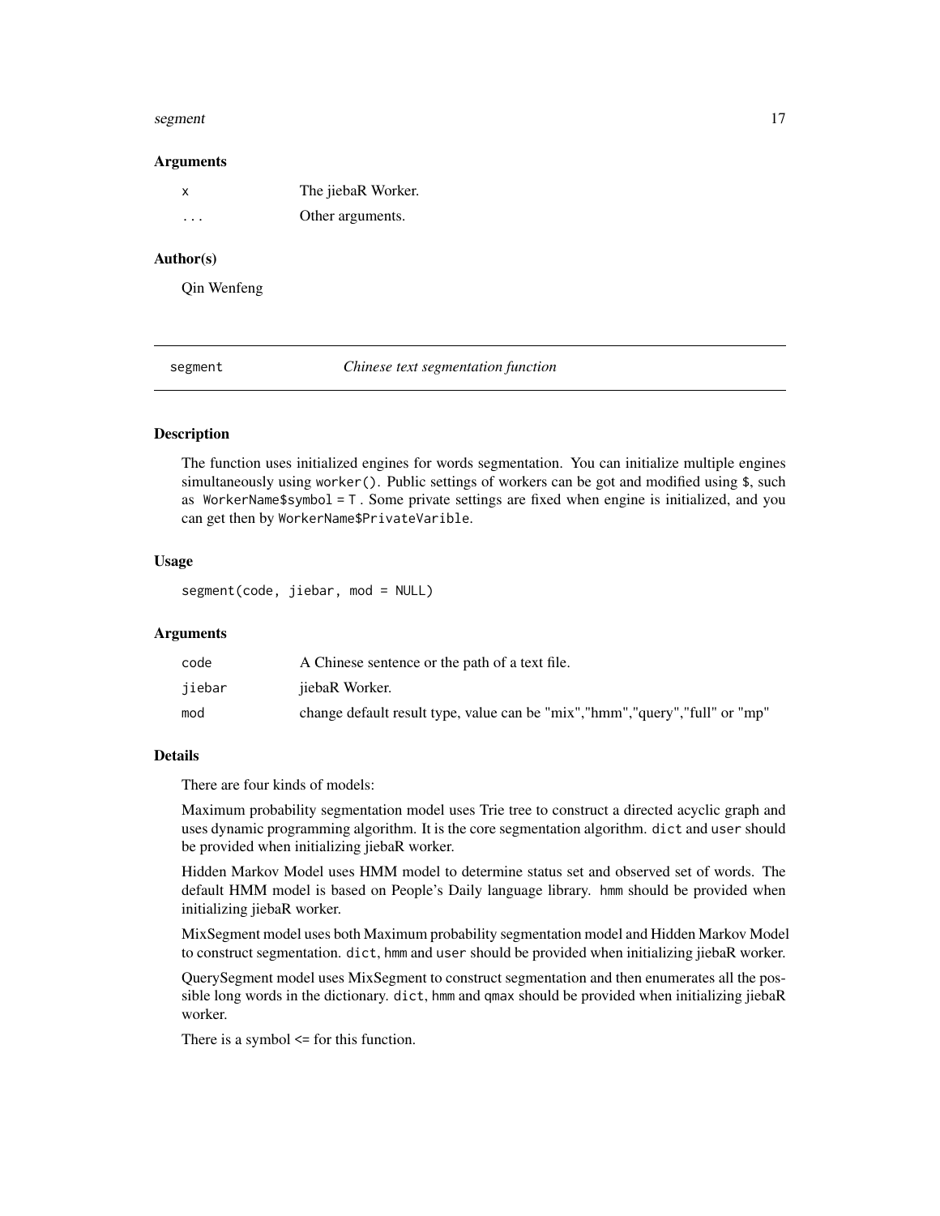### Arguments

| | |
|---|---|
| x | The jiebaR Worker. |
| ... | Other arguments. |

### Author(s)

Qin Wenfeng

---

## segment — *Chinese text segmentation function*

---

### Description

The function uses initialized engines for words segmentation. You can initialize multiple engines simultaneously using `worker()`. Public settings of workers can be got and modified using `$`, such as `WorkerName$symbol = T` . Some private settings are fixed when engine is initialized, and you can get then by `WorkerName$PrivateVarible`.

### Usage

```
segment(code, jiebar, mod = NULL)
```

### Arguments

| | |
|---|---|
| code | A Chinese sentence or the path of a text file. |
| jiebar | jiebaR Worker. |
| mod | change default result type, value can be "mix","hmm","query","full" or "mp" |

### Details

There are four kinds of models:

Maximum probability segmentation model uses Trie tree to construct a directed acyclic graph and uses dynamic programming algorithm. It is the core segmentation algorithm. `dict` and `user` should be provided when initializing jiebaR worker.

Hidden Markov Model uses HMM model to determine status set and observed set of words. The default HMM model is based on People's Daily language library. `hmm` should be provided when initializing jiebaR worker.

MixSegment model uses both Maximum probability segmentation model and Hidden Markov Model to construct segmentation. `dict`, `hmm` and `user` should be provided when initializing jiebaR worker.

QuerySegment model uses MixSegment to construct segmentation and then enumerates all the possible long words in the dictionary. `dict`, `hmm` and `qmax` should be provided when initializing jiebaR worker.

There is a symbol `<=` for this function.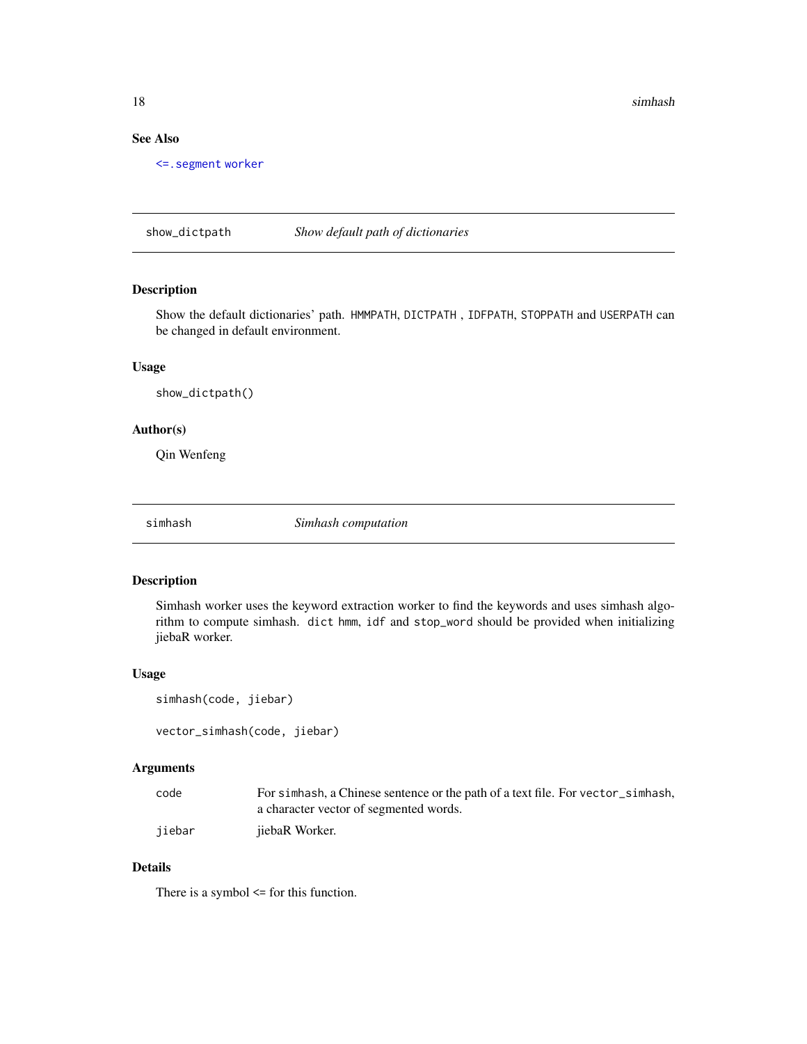### See Also

<=.segment worker

## show_dictpath — *Show default path of dictionaries*

### Description

Show the default dictionaries' path. HMMPATH, DICTPATH , IDFPATH, STOPPATH and USERPATH can be changed in default environment.

### Usage

```
show_dictpath()
```

### Author(s)

Qin Wenfeng

## simhash — *Simhash computation*

### Description

Simhash worker uses the keyword extraction worker to find the keywords and uses simhash algorithm to compute simhash. dict hmm, idf and stop_word should be provided when initializing jiebaR worker.

### Usage

```
simhash(code, jiebar)

vector_simhash(code, jiebar)
```

### Arguments

| | |
|---|---|
| code | For simhash, a Chinese sentence or the path of a text file. For vector_simhash, a character vector of segmented words. |
| jiebar | jiebaR Worker. |

### Details

There is a symbol <= for this function.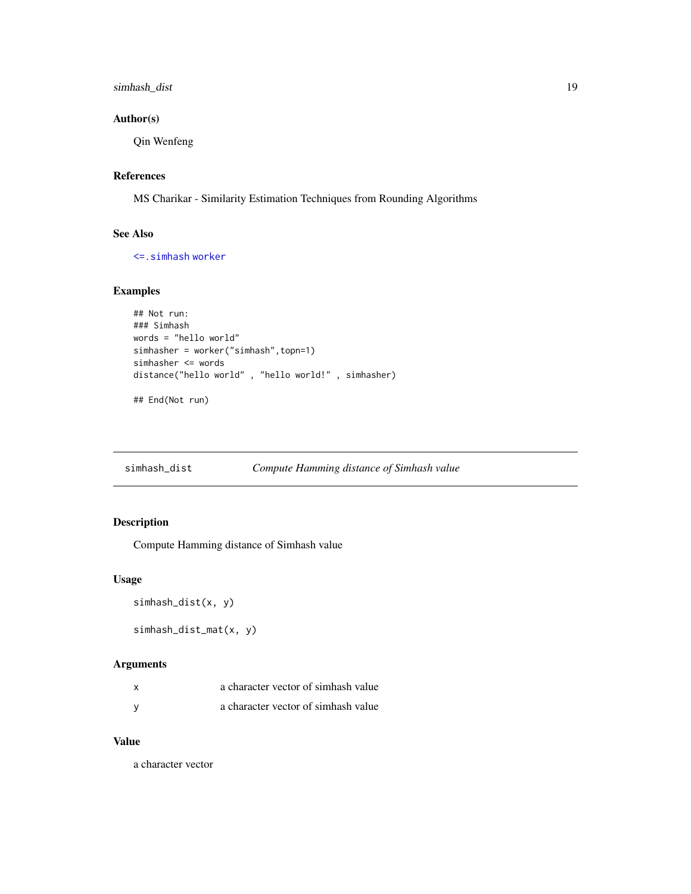### Author(s)

Qin Wenfeng

### References

MS Charikar - Similarity Estimation Techniques from Rounding Algorithms

### See Also

<=.simhash worker

### Examples

```
## Not run:
### Simhash
words = "hello world"
simhasher = worker("simhash",topn=1)
simhasher <= words
distance("hello world" , "hello world!" , simhasher)

## End(Not run)
```

---

## simhash_dist — *Compute Hamming distance of Simhash value*

### Description

Compute Hamming distance of Simhash value

### Usage

```
simhash_dist(x, y)

simhash_dist_mat(x, y)
```

### Arguments

| | |
|---|---|
| x | a character vector of simhash value |
| y | a character vector of simhash value |

### Value

a character vector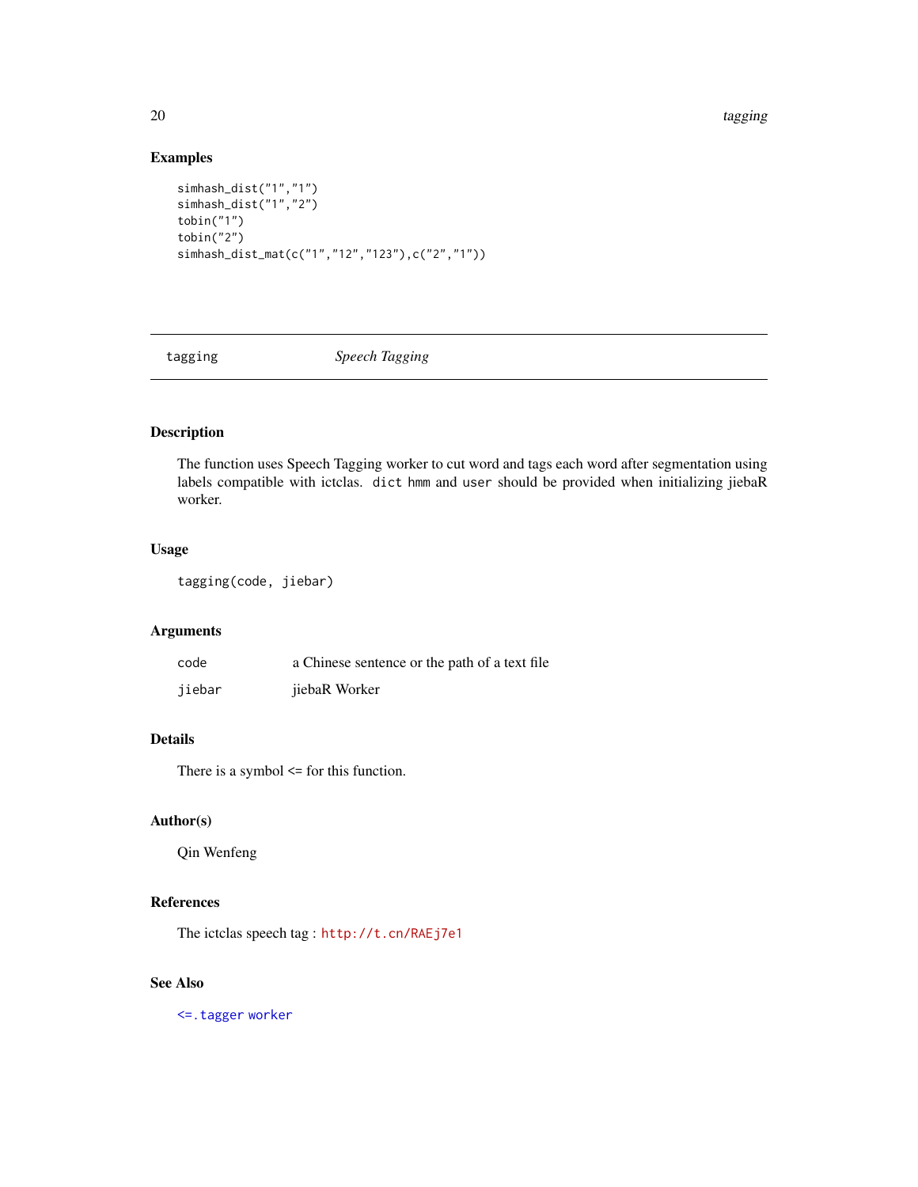### Examples

```
simhash_dist("1","1")
simhash_dist("1","2")
tobin("1")
tobin("2")
simhash_dist_mat(c("1","12","123"),c("2","1"))
```

---

## tagging *Speech Tagging*

---

### Description

The function uses Speech Tagging worker to cut word and tags each word after segmentation using labels compatible with ictclas. `dict` `hmm` and `user` should be provided when initializing jiebaR worker.

### Usage

```
tagging(code, jiebar)
```

### Arguments

| | |
|---|---|
| `code` | a Chinese sentence or the path of a text file |
| `jiebar` | jiebaR Worker |

### Details

There is a symbol <= for this function.

### Author(s)

Qin Wenfeng

### References

The ictclas speech tag : http://t.cn/RAEj7e1

### See Also

`<=.tagger` `worker`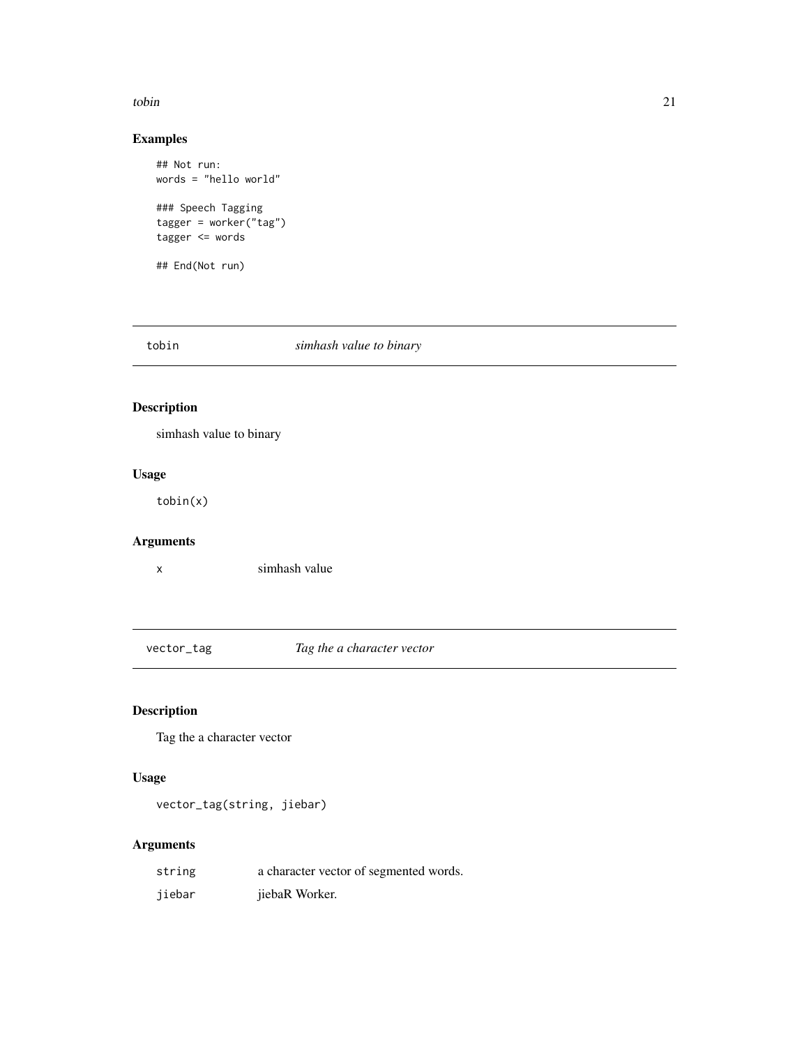## Examples

```
## Not run:
words = "hello world"

### Speech Tagging
tagger = worker("tag")
tagger <= words

## End(Not run)
```

---

# tobin    *simhash value to binary*

---

## Description

simhash value to binary

## Usage

```
tobin(x)
```

## Arguments

| | |
|---|---|
| x | simhash value |

---

# vector_tag    *Tag the a character vector*

---

## Description

Tag the a character vector

## Usage

```
vector_tag(string, jiebar)
```

## Arguments

| | |
|---|---|
| string | a character vector of segmented words. |
| jiebar | jiebaR Worker. |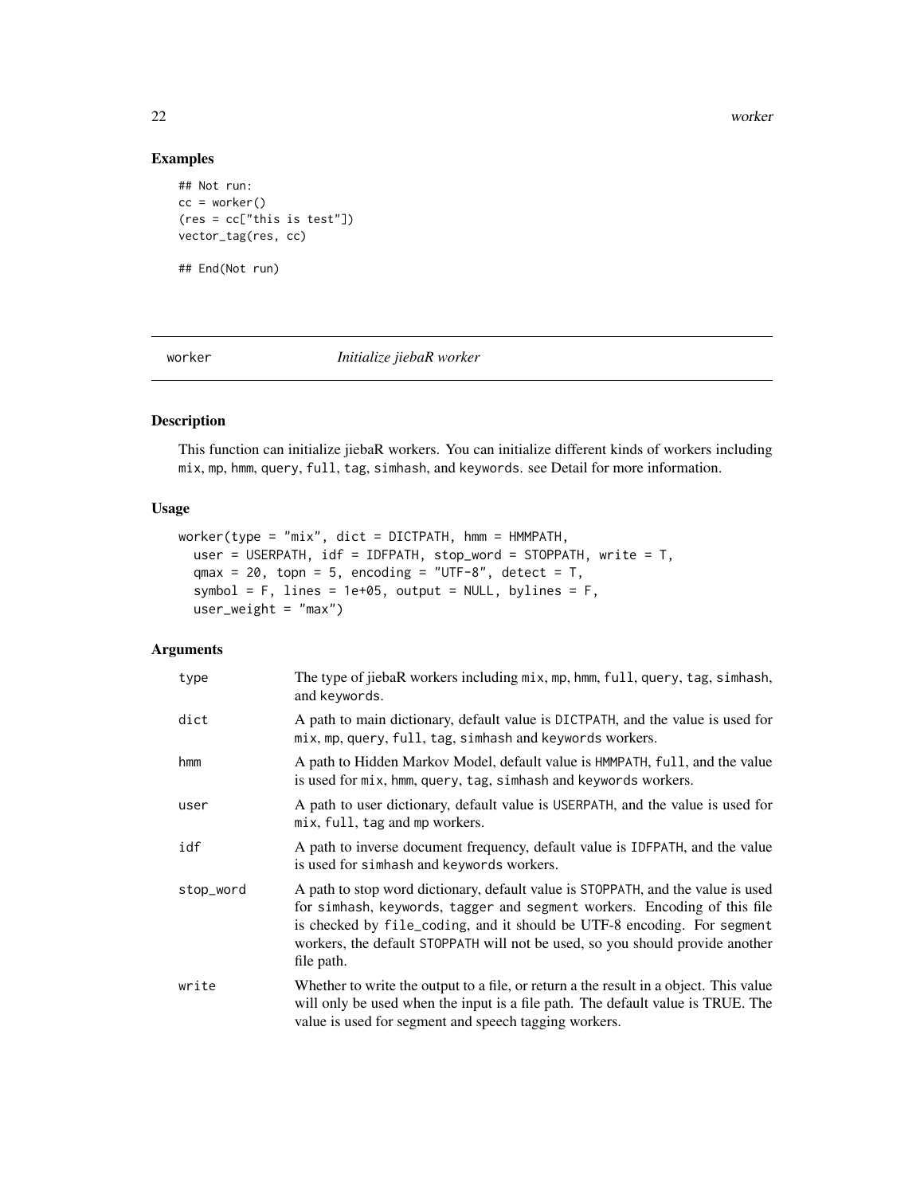## Examples

```
## Not run:
cc = worker()
(res = cc["this is test"])
vector_tag(res, cc)

## End(Not run)
```

---

worker *Initialize jiebaR worker*

---

## Description

This function can initialize jiebaR workers. You can initialize different kinds of workers including mix, mp, hmm, query, full, tag, simhash, and keywords. see Detail for more information.

## Usage

```
worker(type = "mix", dict = DICTPATH, hmm = HMMPATH,
  user = USERPATH, idf = IDFPATH, stop_word = STOPPATH, write = T,
  qmax = 20, topn = 5, encoding = "UTF-8", detect = T,
  symbol = F, lines = 1e+05, output = NULL, bylines = F,
  user_weight = "max")
```

## Arguments

| | |
|---|---|
| type | The type of jiebaR workers including mix, mp, hmm, full, query, tag, simhash, and keywords. |
| dict | A path to main dictionary, default value is DICTPATH, and the value is used for mix, mp, query, full, tag, simhash and keywords workers. |
| hmm | A path to Hidden Markov Model, default value is HMMPATH, full, and the value is used for mix, hmm, query, tag, simhash and keywords workers. |
| user | A path to user dictionary, default value is USERPATH, and the value is used for mix, full, tag and mp workers. |
| idf | A path to inverse document frequency, default value is IDFPATH, and the value is used for simhash and keywords workers. |
| stop_word | A path to stop word dictionary, default value is STOPPATH, and the value is used for simhash, keywords, tagger and segment workers. Encoding of this file is checked by file_coding, and it should be UTF-8 encoding. For segment workers, the default STOPPATH will not be used, so you should provide another file path. |
| write | Whether to write the output to a file, or return a the result in a object. This value will only be used when the input is a file path. The default value is TRUE. The value is used for segment and speech tagging workers. |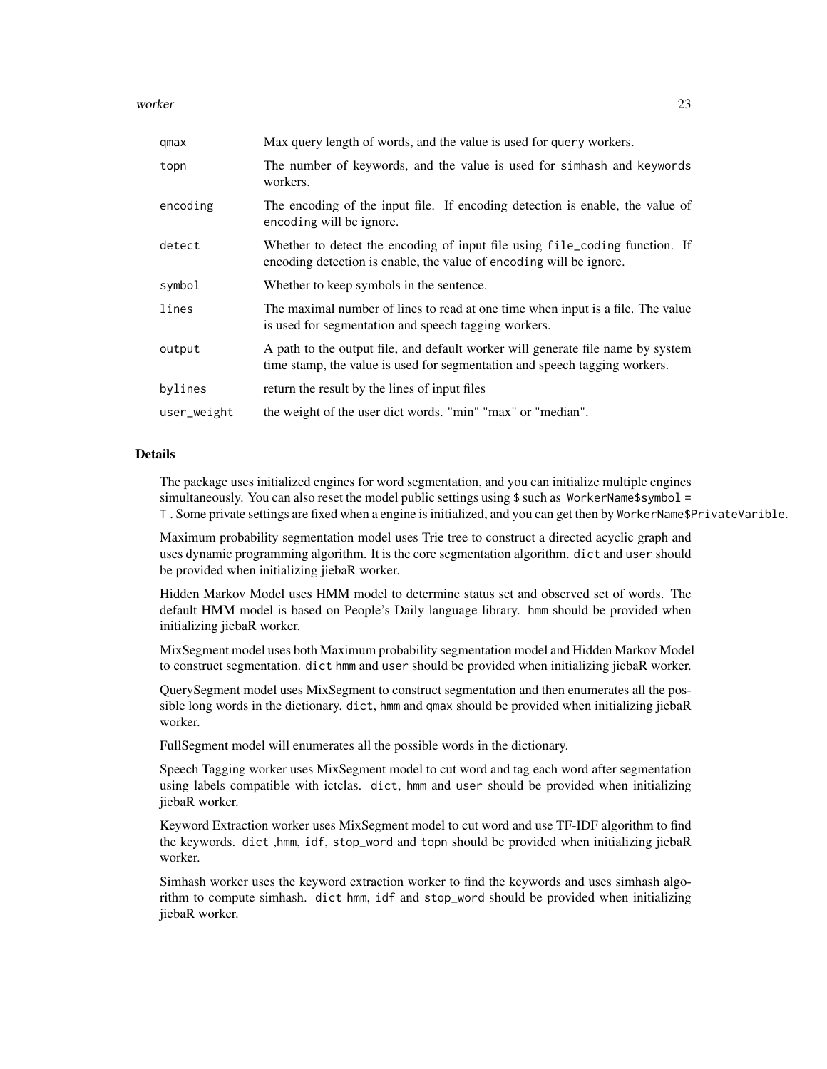| | |
|---|---|
| qmax | Max query length of words, and the value is used for `query` workers. |
| topn | The number of keywords, and the value is used for `simhash` and `keywords` workers. |
| encoding | The encoding of the input file. If encoding detection is enable, the value of `encoding` will be ignore. |
| detect | Whether to detect the encoding of input file using `file_coding` function. If encoding detection is enable, the value of `encoding` will be ignore. |
| symbol | Whether to keep symbols in the sentence. |
| lines | The maximal number of lines to read at one time when input is a file. The value is used for segmentation and speech tagging workers. |
| output | A path to the output file, and default worker will generate file name by system time stamp, the value is used for segmentation and speech tagging workers. |
| bylines | return the result by the lines of input files |
| user_weight | the weight of the user dict words. "min" "max" or "median". |

## Details

The package uses initialized engines for word segmentation, and you can initialize multiple engines simultaneously. You can also reset the model public settings using $ such as `WorkerName$symbol = T` . Some private settings are fixed when a engine is initialized, and you can get then by `WorkerName$PrivateVarible`.

Maximum probability segmentation model uses Trie tree to construct a directed acyclic graph and uses dynamic programming algorithm. It is the core segmentation algorithm. `dict` and `user` should be provided when initializing jiebaR worker.

Hidden Markov Model uses HMM model to determine status set and observed set of words. The default HMM model is based on People's Daily language library. `hmm` should be provided when initializing jiebaR worker.

MixSegment model uses both Maximum probability segmentation model and Hidden Markov Model to construct segmentation. `dict` `hmm` and `user` should be provided when initializing jiebaR worker.

QuerySegment model uses MixSegment to construct segmentation and then enumerates all the possible long words in the dictionary. `dict`, `hmm` and `qmax` should be provided when initializing jiebaR worker.

FullSegment model will enumerates all the possible words in the dictionary.

Speech Tagging worker uses MixSegment model to cut word and tag each word after segmentation using labels compatible with ictclas. `dict`, `hmm` and `user` should be provided when initializing jiebaR worker.

Keyword Extraction worker uses MixSegment model to cut word and use TF-IDF algorithm to find the keywords. `dict` ,`hmm`, `idf`, `stop_word` and `topn` should be provided when initializing jiebaR worker.

Simhash worker uses the keyword extraction worker to find the keywords and uses simhash algorithm to compute simhash. `dict` `hmm`, `idf` and `stop_word` should be provided when initializing jiebaR worker.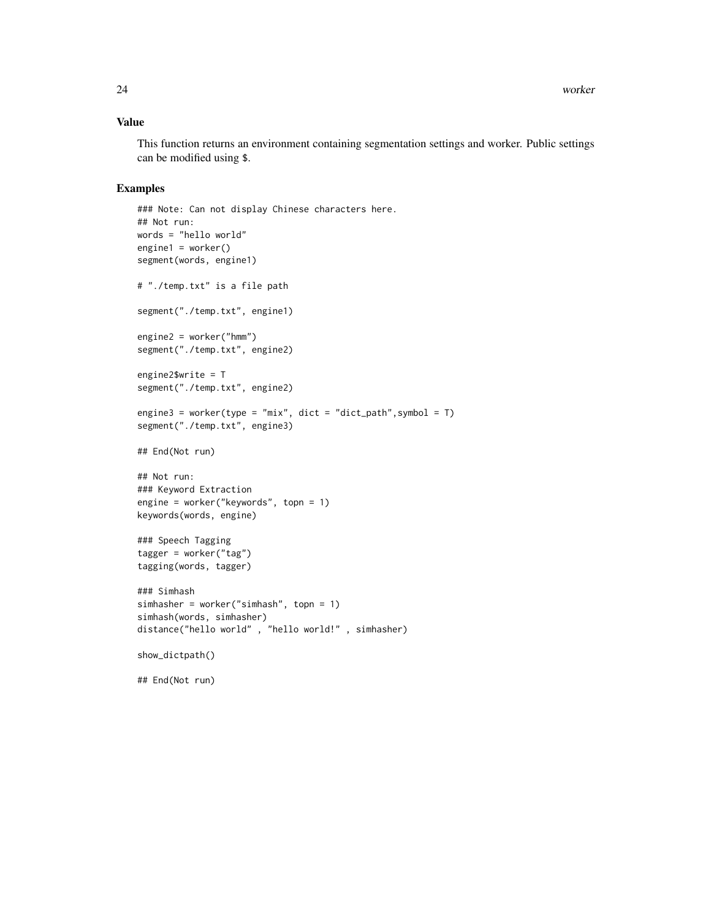## Value

This function returns an environment containing segmentation settings and worker. Public settings can be modified using $.

## Examples

```
### Note: Can not display Chinese characters here.
## Not run:
words = "hello world"
engine1 = worker()
segment(words, engine1)

# "./temp.txt" is a file path

segment("./temp.txt", engine1)

engine2 = worker("hmm")
segment("./temp.txt", engine2)

engine2$write = T
segment("./temp.txt", engine2)

engine3 = worker(type = "mix", dict = "dict_path",symbol = T)
segment("./temp.txt", engine3)

## End(Not run)

## Not run:
### Keyword Extraction
engine = worker("keywords", topn = 1)
keywords(words, engine)

### Speech Tagging
tagger = worker("tag")
tagging(words, tagger)

### Simhash
simhasher = worker("simhash", topn = 1)
simhash(words, simhasher)
distance("hello world" , "hello world!" , simhasher)

show_dictpath()

## End(Not run)
```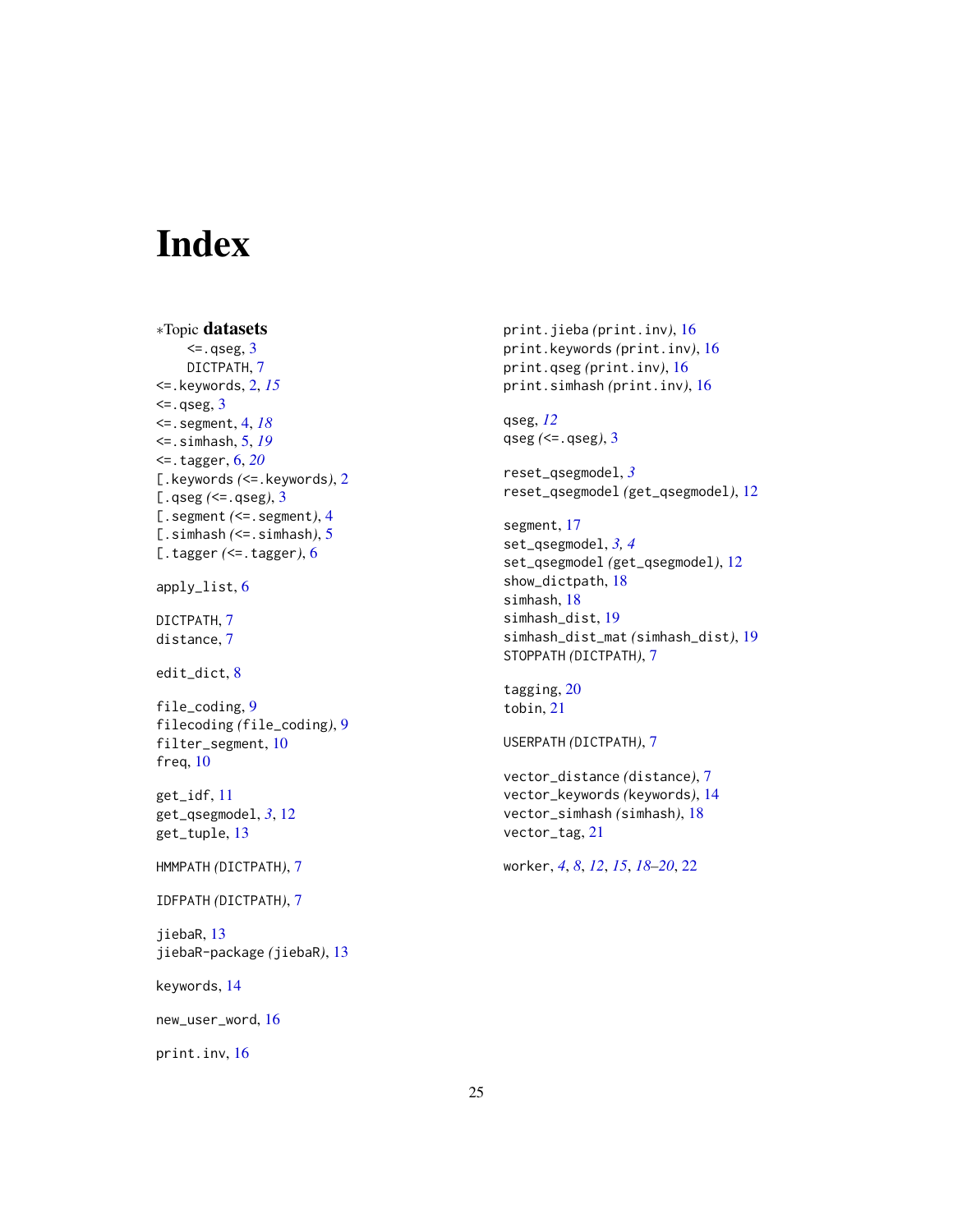# Index

∗Topic **datasets**
  <=.qseg, 3
  DICTPATH, 7

<=.keywords, 2, *15*
<=.qseg, 3
<=.segment, 4, *18*
<=.simhash, 5, *19*
<=.tagger, 6, *20*
[.keywords *(*<=.keywords*)*, 2
[.qseg *(*<=.qseg*)*, 3
[.segment *(*<=.segment*)*, 4
[.simhash *(*<=.simhash*)*, 5
[.tagger *(*<=.tagger*)*, 6

apply_list, 6

DICTPATH, 7
distance, 7

edit_dict, 8

file_coding, 9
filecoding *(*file_coding*)*, 9
filter_segment, 10
freq, 10

get_idf, 11
get_qsegmodel, *3*, 12
get_tuple, 13

HMMPATH *(*DICTPATH*)*, 7

IDFPATH *(*DICTPATH*)*, 7

jiebaR, 13
jiebaR-package *(*jiebaR*)*, 13

keywords, 14

new_user_word, 16

print.inv, 16
print.jieba *(*print.inv*)*, 16
print.keywords *(*print.inv*)*, 16
print.qseg *(*print.inv*)*, 16
print.simhash *(*print.inv*)*, 16

qseg, *12*
qseg *(*<=.qseg*)*, 3

reset_qsegmodel, *3*
reset_qsegmodel *(*get_qsegmodel*)*, 12

segment, 17
set_qsegmodel, *3*, *4*
set_qsegmodel *(*get_qsegmodel*)*, 12
show_dictpath, 18
simhash, 18
simhash_dist, 19
simhash_dist_mat *(*simhash_dist*)*, 19
STOPPATH *(*DICTPATH*)*, 7

tagging, 20
tobin, 21

USERPATH *(*DICTPATH*)*, 7

vector_distance *(*distance*)*, 7
vector_keywords *(*keywords*)*, 14
vector_simhash *(*simhash*)*, 18
vector_tag, 21

worker, *4*, *8*, *12*, *15*, *18–20*, 22